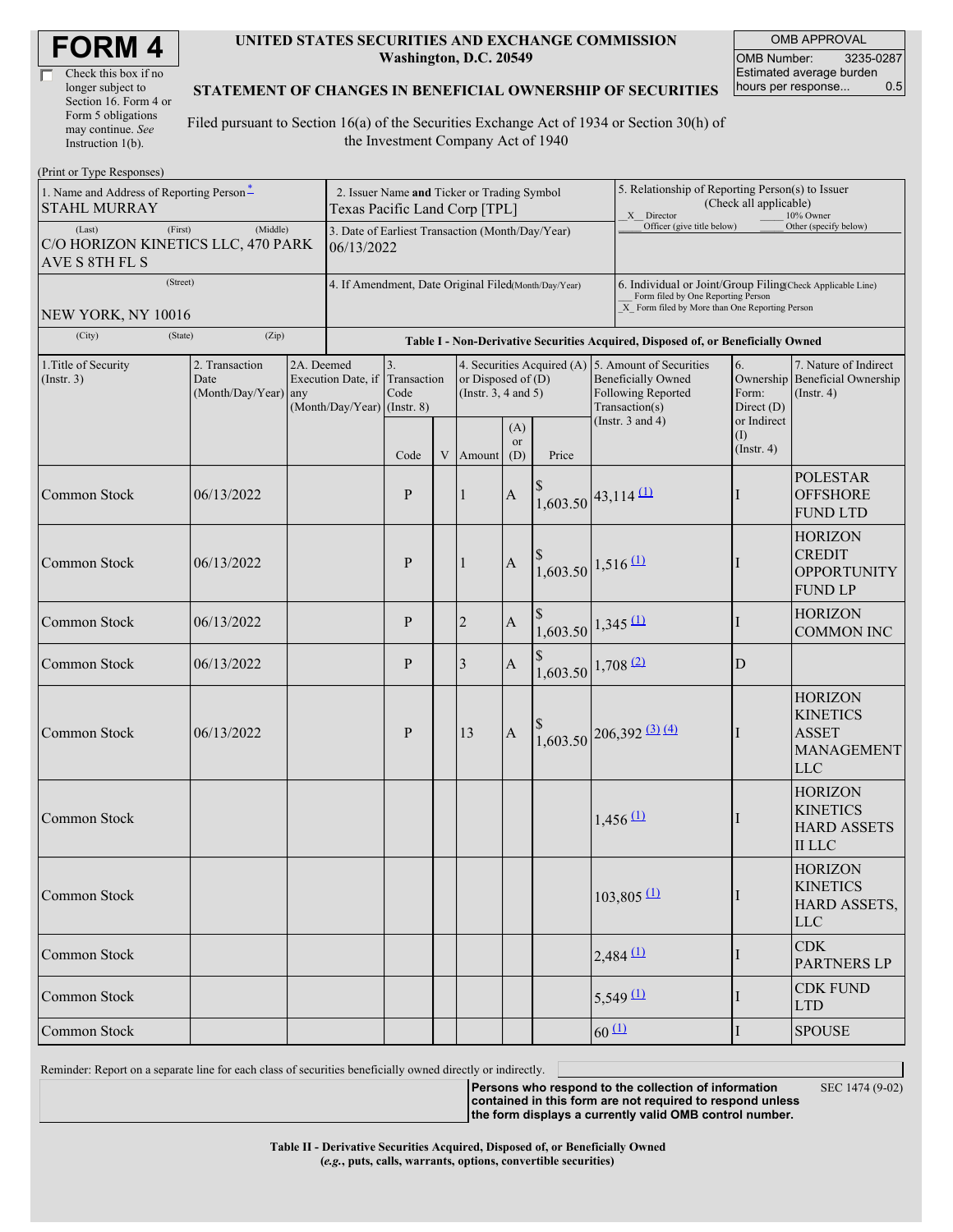# FORM 4

☐ Check this box if no longer subject to Section 16. Form 4 or Form 5 obligations may continue. *See* Instruction 1(b).

**UNITED STATES SECURITIES AND EXCHANGE COMMISSION**
**Washington, D.C. 20549**

**STATEMENT OF CHANGES IN BENEFICIAL OWNERSHIP OF SECURITIES**

Filed pursuant to Section 16(a) of the Securities Exchange Act of 1934 or Section 30(h) of the Investment Company Act of 1940

| OMB APPROVAL | |
|---|---|
| OMB Number: | 3235-0287 |
| Estimated average burden hours per response... | 0.5 |

(Print or Type Responses)

| | | |
|---|---|---|
| 1. Name and Address of Reporting Person * STAHL MURRAY | 2. Issuer Name **and** Ticker or Trading Symbol Texas Pacific Land Corp [TPL] | 5. Relationship of Reporting Person(s) to Issuer (Check all applicable) _X_ Director ___ 10% Owner ___ Officer (give title below) ___ Other (specify below) |
| (Last) (First) (Middle) C/O HORIZON KINETICS LLC, 470 PARK AVE S 8TH FL S | 3. Date of Earliest Transaction (Month/Day/Year) 06/13/2022 | |
| (Street) NEW YORK, NY 10016 | 4. If Amendment, Date Original Filed(Month/Day/Year) | 6. Individual or Joint/Group Filing(Check Applicable Line) ___ Form filed by One Reporting Person _X_ Form filed by More than One Reporting Person |
| (City) (State) (Zip) | | |

**Table I - Non-Derivative Securities Acquired, Disposed of, or Beneficially Owned**

| 1.Title of Security (Instr. 3) | 2. Transaction Date (Month/Day/Year) | 2A. Deemed Execution Date, if any (Month/Day/Year) | 3. Transaction Code (Instr. 8) | | 4. Securities Acquired (A) or Disposed of (D) (Instr. 3, 4 and 5) | | | 5. Amount of Securities Beneficially Owned Following Reported Transaction(s) (Instr. 3 and 4) | 6. Ownership Form: Direct (D) or Indirect (I) (Instr. 4) | 7. Nature of Indirect Beneficial Ownership (Instr. 4) |
|---|---|---|---|---|---|---|---|---|---|---|
| | | | Code | V | Amount | (A) or (D) | Price | | | |
| Common Stock | 06/13/2022 | | P | | 1 | A | $ 1,603.50 | 43,114 (1) | I | POLESTAR OFFSHORE FUND LTD |
| Common Stock | 06/13/2022 | | P | | 1 | A | $ 1,603.50 | 1,516 (1) | I | HORIZON CREDIT OPPORTUNITY FUND LP |
| Common Stock | 06/13/2022 | | P | | 2 | A | $ 1,603.50 | 1,345 (1) | I | HORIZON COMMON INC |
| Common Stock | 06/13/2022 | | P | | 3 | A | $ 1,603.50 | 1,708 (2) | D | |
| Common Stock | 06/13/2022 | | P | | 13 | A | $ 1,603.50 | 206,392 (3) (4) | I | HORIZON KINETICS ASSET MANAGEMENT LLC |
| Common Stock | | | | | | | | 1,456 (1) | I | HORIZON KINETICS HARD ASSETS II LLC |
| Common Stock | | | | | | | | 103,805 (1) | I | HORIZON KINETICS HARD ASSETS, LLC |
| Common Stock | | | | | | | | 2,484 (1) | I | CDK PARTNERS LP |
| Common Stock | | | | | | | | 5,549 (1) | I | CDK FUND LTD |
| Common Stock | | | | | | | | 60 (1) | I | SPOUSE |

Reminder: Report on a separate line for each class of securities beneficially owned directly or indirectly.

**Persons who respond to the collection of information contained in this form are not required to respond unless the form displays a currently valid OMB control number.** SEC 1474 (9-02)

**Table II - Derivative Securities Acquired, Disposed of, or Beneficially Owned**
**(*e.g.*, puts, calls, warrants, options, convertible securities)**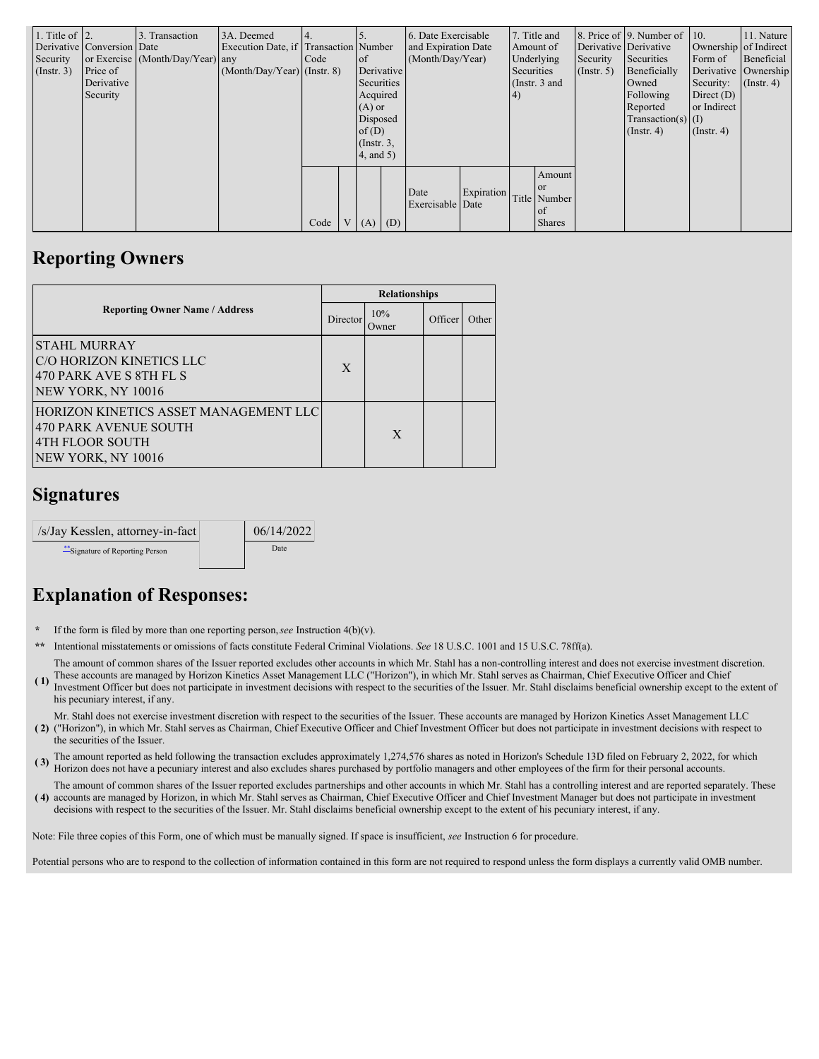| 1. Title of Derivative Security (Instr. 3) | 2. Conversion or Exercise Price of Derivative Security | 3. Transaction Date (Month/Day/Year) | 3A. Deemed Execution Date, if any (Month/Day/Year) | 4. Transaction Code (Instr. 8) | | 5. Number of Derivative Securities Acquired (A) or Disposed of (D) (Instr. 3, 4, and 5) | | 6. Date Exercisable and Expiration Date (Month/Day/Year) | | 7. Title and Amount of Underlying Securities (Instr. 3 and 4) | | 8. Price of Derivative Security (Instr. 5) | 9. Number of Derivative Securities Beneficially Owned Following Reported Transaction(s) (Instr. 4) | 10. Ownership Form of Derivative Security: Direct (D) or Indirect (I) (Instr. 4) | 11. Nature of Indirect Beneficial Ownership (Instr. 4) |
|---|---|---|---|---|---|---|---|---|---|---|---|---|---|---|---|
| | | | | Code | V | (A) | (D) | Date Exercisable | Expiration Date | Title | Amount or Number of Shares | | | | |

## Reporting Owners

| Reporting Owner Name / Address | Relationships | | | |
|---|---|---|---|---|
| | Director | 10% Owner | Officer | Other |
| STAHL MURRAY<br>C/O HORIZON KINETICS LLC<br>470 PARK AVE S 8TH FL S<br>NEW YORK, NY 10016 | X | | | |
| HORIZON KINETICS ASSET MANAGEMENT LLC<br>470 PARK AVENUE SOUTH<br>4TH FLOOR SOUTH<br>NEW YORK, NY 10016 | | X | | |

## Signatures

| /s/Jay Kesslen, attorney-in-fact | 06/14/2022 |
|---|---|
| **Signature of Reporting Person | Date |

## Explanation of Responses:

\* If the form is filed by more than one reporting person, *see* Instruction 4(b)(v).

\*\* Intentional misstatements or omissions of facts constitute Federal Criminal Violations. *See* 18 U.S.C. 1001 and 15 U.S.C. 78ff(a).

(1) The amount of common shares of the Issuer reported excludes other accounts in which Mr. Stahl has a non-controlling interest and does not exercise investment discretion. These accounts are managed by Horizon Kinetics Asset Management LLC ("Horizon"), in which Mr. Stahl serves as Chairman, Chief Executive Officer and Chief Investment Officer but does not participate in investment decisions with respect to the securities of the Issuer. Mr. Stahl disclaims beneficial ownership except to the extent of his pecuniary interest, if any.

(2) Mr. Stahl does not exercise investment discretion with respect to the securities of the Issuer. These accounts are managed by Horizon Kinetics Asset Management LLC ("Horizon"), in which Mr. Stahl serves as Chairman, Chief Executive Officer and Chief Investment Officer but does not participate in investment decisions with respect to the securities of the Issuer.

(3) The amount reported as held following the transaction excludes approximately 1,274,576 shares as noted in Horizon's Schedule 13D filed on February 2, 2022, for which Horizon does not have a pecuniary interest and also excludes shares purchased by portfolio managers and other employees of the firm for their personal accounts.

(4) The amount of common shares of the Issuer reported excludes partnerships and other accounts in which Mr. Stahl has a controlling interest and are reported separately. These accounts are managed by Horizon, in which Mr. Stahl serves as Chairman, Chief Executive Officer and Chief Investment Manager but does not participate in investment decisions with respect to the securities of the Issuer. Mr. Stahl disclaims beneficial ownership except to the extent of his pecuniary interest, if any.

Note: File three copies of this Form, one of which must be manually signed. If space is insufficient, *see* Instruction 6 for procedure.

Potential persons who are to respond to the collection of information contained in this form are not required to respond unless the form displays a currently valid OMB number.